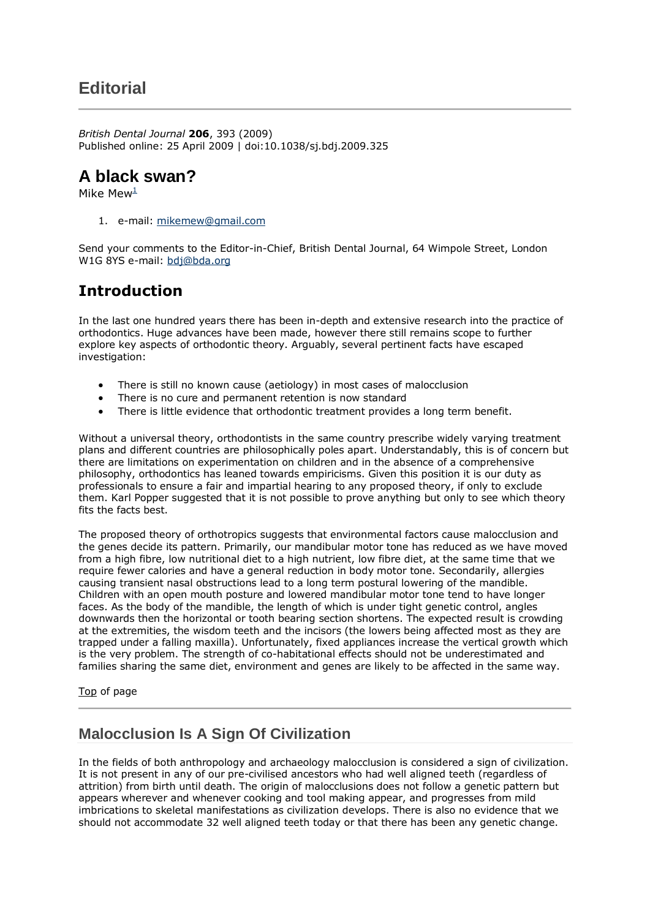# Editorial

*British Dental Journal* **206**, 393 (2009)
Published online: 25 April 2009 | doi:10.1038/sj.bdj.2009.325

## A black swan?

Mike Mew[1]

1. e-mail: mikemew@gmail.com

Send your comments to the Editor-in-Chief, British Dental Journal, 64 Wimpole Street, London W1G 8YS e-mail: bdj@bda.org

## Introduction

In the last one hundred years there has been in-depth and extensive research into the practice of orthodontics. Huge advances have been made, however there still remains scope to further explore key aspects of orthodontic theory. Arguably, several pertinent facts have escaped investigation:

- There is still no known cause (aetiology) in most cases of malocclusion
- There is no cure and permanent retention is now standard
- There is little evidence that orthodontic treatment provides a long term benefit.

Without a universal theory, orthodontists in the same country prescribe widely varying treatment plans and different countries are philosophically poles apart. Understandably, this is of concern but there are limitations on experimentation on children and in the absence of a comprehensive philosophy, orthodontics has leaned towards empiricisms. Given this position it is our duty as professionals to ensure a fair and impartial hearing to any proposed theory, if only to exclude them. Karl Popper suggested that it is not possible to prove anything but only to see which theory fits the facts best.

The proposed theory of orthotropics suggests that environmental factors cause malocclusion and the genes decide its pattern. Primarily, our mandibular motor tone has reduced as we have moved from a high fibre, low nutritional diet to a high nutrient, low fibre diet, at the same time that we require fewer calories and have a general reduction in body motor tone. Secondarily, allergies causing transient nasal obstructions lead to a long term postural lowering of the mandible. Children with an open mouth posture and lowered mandibular motor tone tend to have longer faces. As the body of the mandible, the length of which is under tight genetic control, angles downwards then the horizontal or tooth bearing section shortens. The expected result is crowding at the extremities, the wisdom teeth and the incisors (the lowers being affected most as they are trapped under a falling maxilla). Unfortunately, fixed appliances increase the vertical growth which is the very problem. The strength of co-habitational effects should not be underestimated and families sharing the same diet, environment and genes are likely to be affected in the same way.

Top of page

## Malocclusion Is A Sign Of Civilization

In the fields of both anthropology and archaeology malocclusion is considered a sign of civilization. It is not present in any of our pre-civilised ancestors who had well aligned teeth (regardless of attrition) from birth until death. The origin of malocclusions does not follow a genetic pattern but appears wherever and whenever cooking and tool making appear, and progresses from mild imbrications to skeletal manifestations as civilization develops. There is also no evidence that we should not accommodate 32 well aligned teeth today or that there has been any genetic change.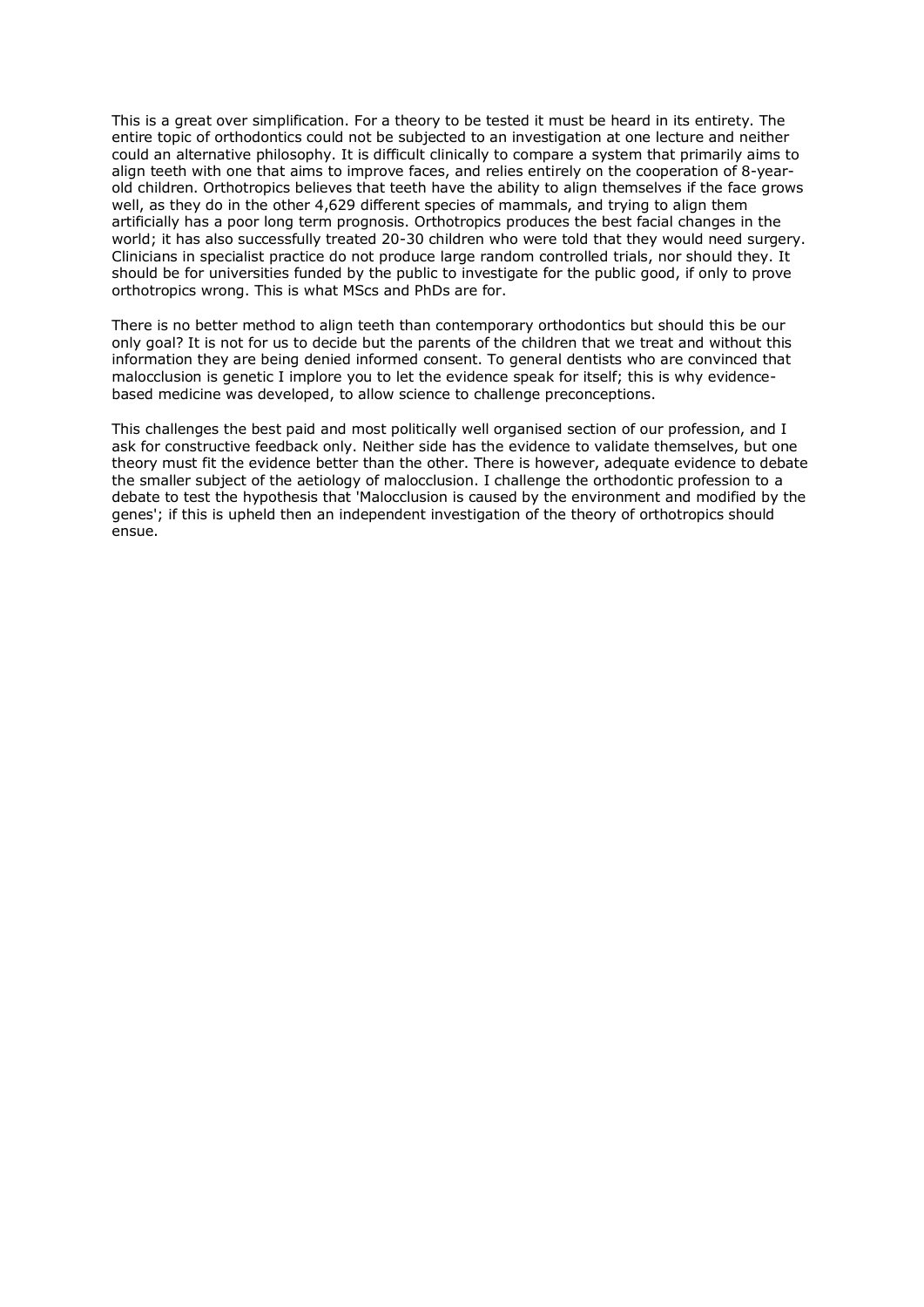This is a great over simplification. For a theory to be tested it must be heard in its entirety. The entire topic of orthodontics could not be subjected to an investigation at one lecture and neither could an alternative philosophy. It is difficult clinically to compare a system that primarily aims to align teeth with one that aims to improve faces, and relies entirely on the cooperation of 8-year-old children. Orthotropics believes that teeth have the ability to align themselves if the face grows well, as they do in the other 4,629 different species of mammals, and trying to align them artificially has a poor long term prognosis. Orthotropics produces the best facial changes in the world; it has also successfully treated 20-30 children who were told that they would need surgery. Clinicians in specialist practice do not produce large random controlled trials, nor should they. It should be for universities funded by the public to investigate for the public good, if only to prove orthotropics wrong. This is what MScs and PhDs are for.

There is no better method to align teeth than contemporary orthodontics but should this be our only goal? It is not for us to decide but the parents of the children that we treat and without this information they are being denied informed consent. To general dentists who are convinced that malocclusion is genetic I implore you to let the evidence speak for itself; this is why evidence-based medicine was developed, to allow science to challenge preconceptions.

This challenges the best paid and most politically well organised section of our profession, and I ask for constructive feedback only. Neither side has the evidence to validate themselves, but one theory must fit the evidence better than the other. There is however, adequate evidence to debate the smaller subject of the aetiology of malocclusion. I challenge the orthodontic profession to a debate to test the hypothesis that 'Malocclusion is caused by the environment and modified by the genes'; if this is upheld then an independent investigation of the theory of orthotropics should ensue.